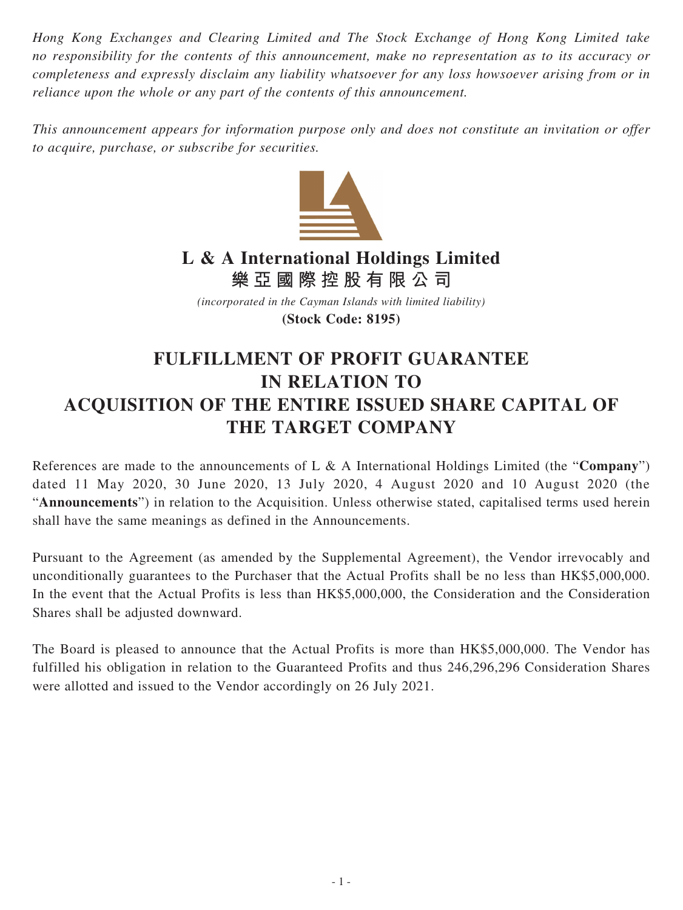*Hong Kong Exchanges and Clearing Limited and The Stock Exchange of Hong Kong Limited take no responsibility for the contents of this announcement, make no representation as to its accuracy or completeness and expressly disclaim any liability whatsoever for any loss howsoever arising from or in reliance upon the whole or any part of the contents of this announcement.*

*This announcement appears for information purpose only and does not constitute an invitation or offer to acquire, purchase, or subscribe for securities.*

# L & A International Holdings Limited
# 樂亞國際控股有限公司

*(incorporated in the Cayman Islands with limited liability)*

**(Stock Code: 8195)**

# FULFILLMENT OF PROFIT GUARANTEE IN RELATION TO ACQUISITION OF THE ENTIRE ISSUED SHARE CAPITAL OF THE TARGET COMPANY

References are made to the announcements of L & A International Holdings Limited (the "**Company**") dated 11 May 2020, 30 June 2020, 13 July 2020, 4 August 2020 and 10 August 2020 (the "**Announcements**") in relation to the Acquisition. Unless otherwise stated, capitalised terms used herein shall have the same meanings as defined in the Announcements.

Pursuant to the Agreement (as amended by the Supplemental Agreement), the Vendor irrevocably and unconditionally guarantees to the Purchaser that the Actual Profits shall be no less than HK$5,000,000. In the event that the Actual Profits is less than HK$5,000,000, the Consideration and the Consideration Shares shall be adjusted downward.

The Board is pleased to announce that the Actual Profits is more than HK$5,000,000. The Vendor has fulfilled his obligation in relation to the Guaranteed Profits and thus 246,296,296 Consideration Shares were allotted and issued to the Vendor accordingly on 26 July 2021.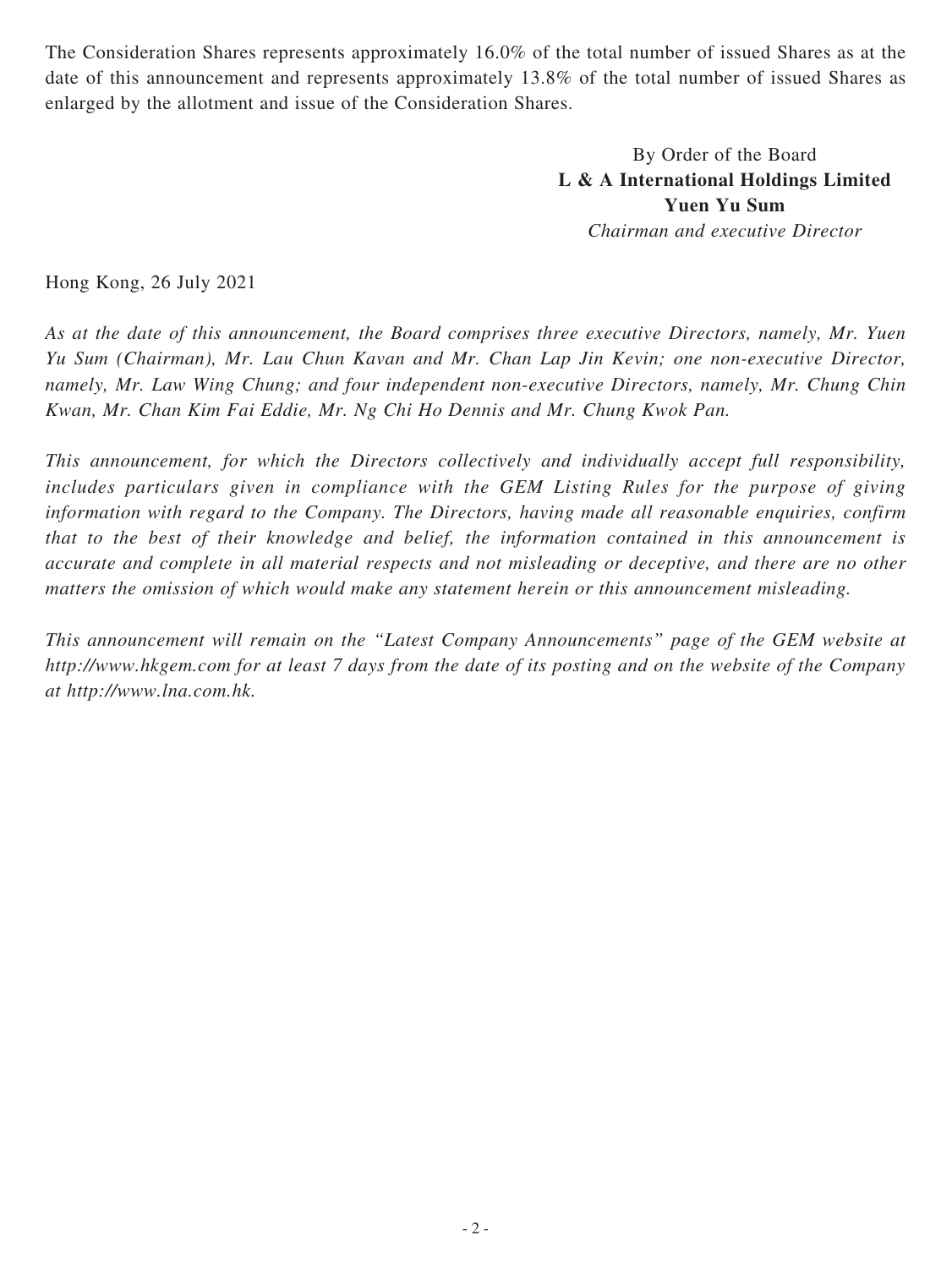The Consideration Shares represents approximately 16.0% of the total number of issued Shares as at the date of this announcement and represents approximately 13.8% of the total number of issued Shares as enlarged by the allotment and issue of the Consideration Shares.

By Order of the Board
**L & A International Holdings Limited**
**Yuen Yu Sum**
*Chairman and executive Director*

Hong Kong, 26 July 2021

*As at the date of this announcement, the Board comprises three executive Directors, namely, Mr. Yuen Yu Sum (Chairman), Mr. Lau Chun Kavan and Mr. Chan Lap Jin Kevin; one non-executive Director, namely, Mr. Law Wing Chung; and four independent non-executive Directors, namely, Mr. Chung Chin Kwan, Mr. Chan Kim Fai Eddie, Mr. Ng Chi Ho Dennis and Mr. Chung Kwok Pan.*

*This announcement, for which the Directors collectively and individually accept full responsibility, includes particulars given in compliance with the GEM Listing Rules for the purpose of giving information with regard to the Company. The Directors, having made all reasonable enquiries, confirm that to the best of their knowledge and belief, the information contained in this announcement is accurate and complete in all material respects and not misleading or deceptive, and there are no other matters the omission of which would make any statement herein or this announcement misleading.*

*This announcement will remain on the "Latest Company Announcements" page of the GEM website at http://www.hkgem.com for at least 7 days from the date of its posting and on the website of the Company at http://www.lna.com.hk.*